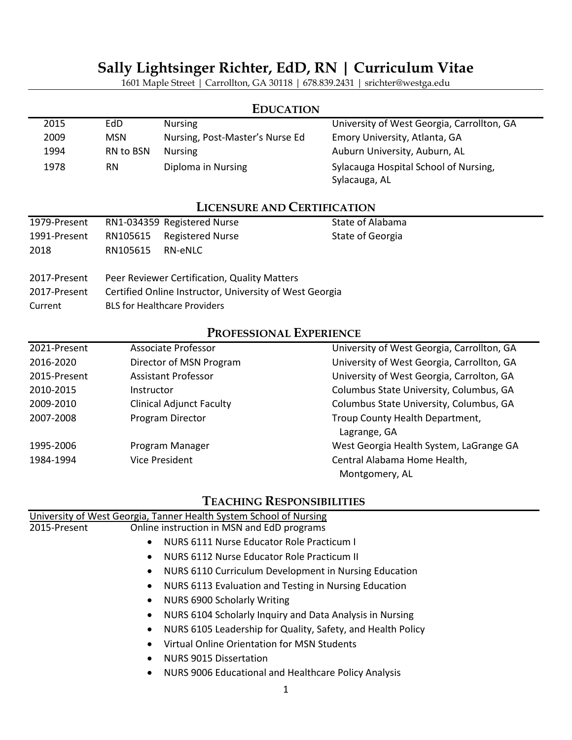# Sally Lightsinger Richter, EdD, RN | Curriculum Vitae

1601 Maple Street | Carrollton, GA 30118 | 678.839.2431 | srichter@westga.edu

## Education

| | | | |
|---|---|---|---|
| 2015 | EdD | Nursing | University of West Georgia, Carrollton, GA |
| 2009 | MSN | Nursing, Post-Master's Nurse Ed | Emory University, Atlanta, GA |
| 1994 | RN to BSN | Nursing | Auburn University, Auburn, AL |
| 1978 | RN | Diploma in Nursing | Sylacauga Hospital School of Nursing, Sylacauga, AL |

## Licensure and Certification

| | | | |
|---|---|---|---|
| 1979-Present | RN1-034359 | Registered Nurse | State of Alabama |
| 1991-Present | RN105615 | Registered Nurse | State of Georgia |
| 2018 | RN105615 | RN-eNLC | |

| | |
|---|---|
| 2017-Present | Peer Reviewer Certification, Quality Matters |
| 2017-Present | Certified Online Instructor, University of West Georgia |
| Current | BLS for Healthcare Providers |

## Professional Experience

| | | |
|---|---|---|
| 2021-Present | Associate Professor | University of West Georgia, Carrollton, GA |
| 2016-2020 | Director of MSN Program | University of West Georgia, Carrollton, GA |
| 2015-Present | Assistant Professor | University of West Georgia, Carrolton, GA |
| 2010-2015 | Instructor | Columbus State University, Columbus, GA |
| 2009-2010 | Clinical Adjunct Faculty | Columbus State University, Columbus, GA |
| 2007-2008 | Program Director | Troup County Health Department, Lagrange, GA |
| 1995-2006 | Program Manager | West Georgia Health System, LaGrange GA |
| 1984-1994 | Vice President | Central Alabama Home Health, Montgomery, AL |

## Teaching Responsibilities

University of West Georgia, Tanner Health System School of Nursing

2015-Present — Online instruction in MSN and EdD programs

- NURS 6111 Nurse Educator Role Practicum I
- NURS 6112 Nurse Educator Role Practicum II
- NURS 6110 Curriculum Development in Nursing Education
- NURS 6113 Evaluation and Testing in Nursing Education
- NURS 6900 Scholarly Writing
- NURS 6104 Scholarly Inquiry and Data Analysis in Nursing
- NURS 6105 Leadership for Quality, Safety, and Health Policy
- Virtual Online Orientation for MSN Students
- NURS 9015 Dissertation
- NURS 9006 Educational and Healthcare Policy Analysis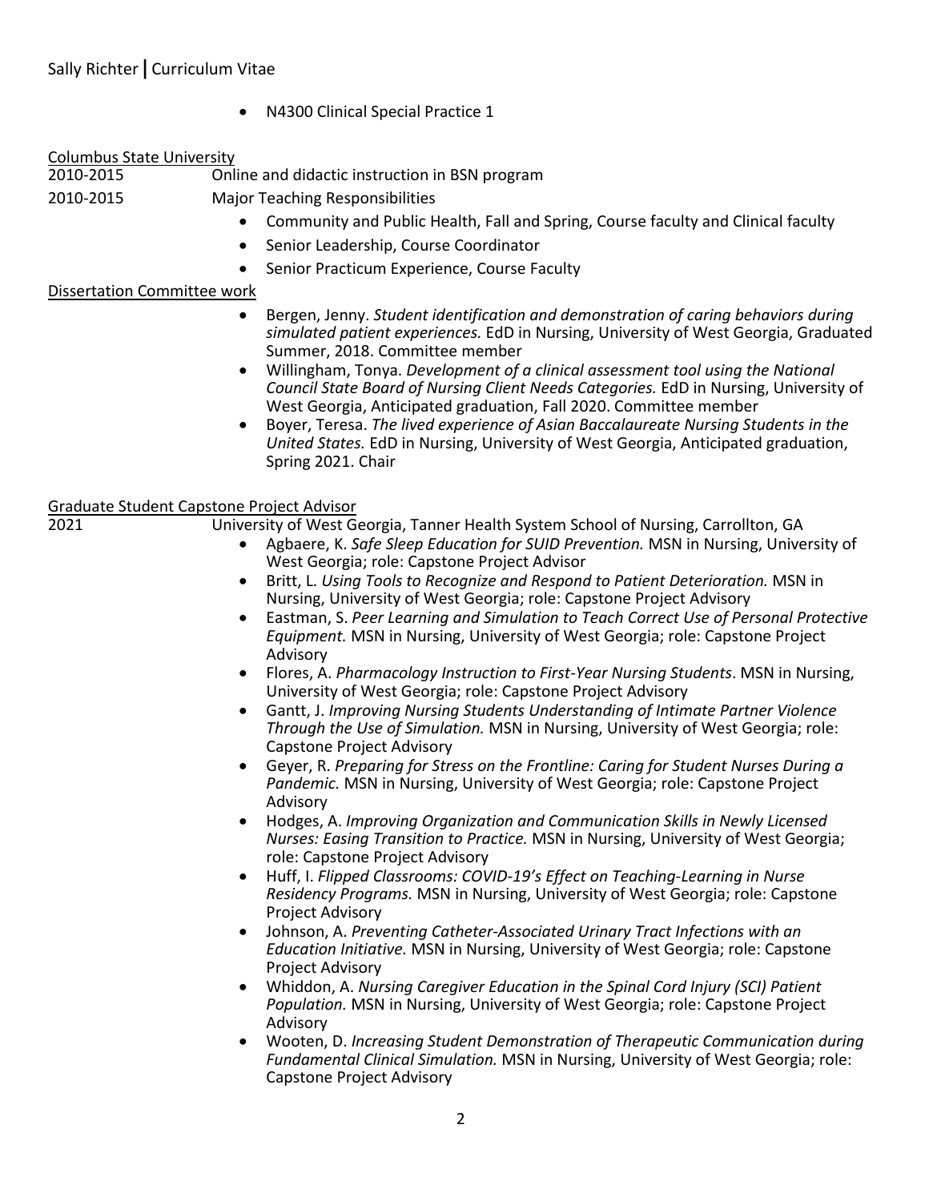- N4300 Clinical Special Practice 1

Columbus State University

2010-2015 Online and didactic instruction in BSN program

2010-2015 Major Teaching Responsibilities

- Community and Public Health, Fall and Spring, Course faculty and Clinical faculty
- Senior Leadership, Course Coordinator
- Senior Practicum Experience, Course Faculty

Dissertation Committee work

- Bergen, Jenny. *Student identification and demonstration of caring behaviors during simulated patient experiences.* EdD in Nursing, University of West Georgia, Graduated Summer, 2018. Committee member
- Willingham, Tonya. *Development of a clinical assessment tool using the National Council State Board of Nursing Client Needs Categories.* EdD in Nursing, University of West Georgia, Anticipated graduation, Fall 2020. Committee member
- Boyer, Teresa. *The lived experience of Asian Baccalaureate Nursing Students in the United States.* EdD in Nursing, University of West Georgia, Anticipated graduation, Spring 2021. Chair

Graduate Student Capstone Project Advisor

2021 University of West Georgia, Tanner Health System School of Nursing, Carrollton, GA

- Agbaere, K. *Safe Sleep Education for SUID Prevention.* MSN in Nursing, University of West Georgia; role: Capstone Project Advisor
- Britt, L. *Using Tools to Recognize and Respond to Patient Deterioration.* MSN in Nursing, University of West Georgia; role: Capstone Project Advisory
- Eastman, S. *Peer Learning and Simulation to Teach Correct Use of Personal Protective Equipment.* MSN in Nursing, University of West Georgia; role: Capstone Project Advisory
- Flores, A. *Pharmacology Instruction to First-Year Nursing Students*. MSN in Nursing, University of West Georgia; role: Capstone Project Advisory
- Gantt, J. *Improving Nursing Students Understanding of Intimate Partner Violence Through the Use of Simulation.* MSN in Nursing, University of West Georgia; role: Capstone Project Advisory
- Geyer, R. *Preparing for Stress on the Frontline: Caring for Student Nurses During a Pandemic.* MSN in Nursing, University of West Georgia; role: Capstone Project Advisory
- Hodges, A. *Improving Organization and Communication Skills in Newly Licensed Nurses: Easing Transition to Practice.* MSN in Nursing, University of West Georgia; role: Capstone Project Advisory
- Huff, I. *Flipped Classrooms: COVID-19's Effect on Teaching-Learning in Nurse Residency Programs.* MSN in Nursing, University of West Georgia; role: Capstone Project Advisory
- Johnson, A. *Preventing Catheter-Associated Urinary Tract Infections with an Education Initiative.* MSN in Nursing, University of West Georgia; role: Capstone Project Advisory
- Whiddon, A. *Nursing Caregiver Education in the Spinal Cord Injury (SCI) Patient Population.* MSN in Nursing, University of West Georgia; role: Capstone Project Advisory
- Wooten, D. *Increasing Student Demonstration of Therapeutic Communication during Fundamental Clinical Simulation.* MSN in Nursing, University of West Georgia; role: Capstone Project Advisory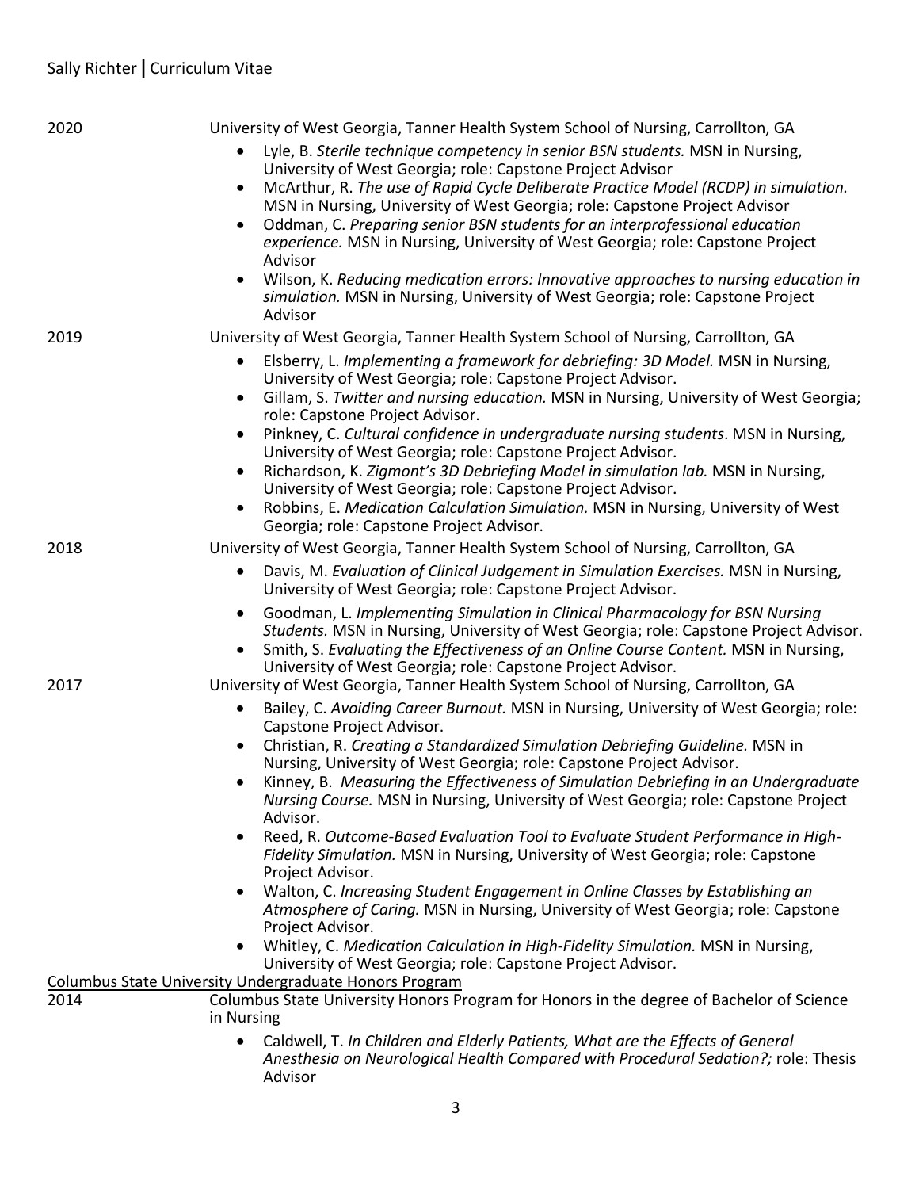2020 University of West Georgia, Tanner Health System School of Nursing, Carrollton, GA

- Lyle, B. *Sterile technique competency in senior BSN students.* MSN in Nursing, University of West Georgia; role: Capstone Project Advisor
- McArthur, R. *The use of Rapid Cycle Deliberate Practice Model (RCDP) in simulation.* MSN in Nursing, University of West Georgia; role: Capstone Project Advisor
- Oddman, C. *Preparing senior BSN students for an interprofessional education experience.* MSN in Nursing, University of West Georgia; role: Capstone Project Advisor
- Wilson, K. *Reducing medication errors: Innovative approaches to nursing education in simulation.* MSN in Nursing, University of West Georgia; role: Capstone Project Advisor

2019 University of West Georgia, Tanner Health System School of Nursing, Carrollton, GA

- Elsberry, L. *Implementing a framework for debriefing: 3D Model.* MSN in Nursing, University of West Georgia; role: Capstone Project Advisor.
- Gillam, S. *Twitter and nursing education.* MSN in Nursing, University of West Georgia; role: Capstone Project Advisor.
- Pinkney, C. *Cultural confidence in undergraduate nursing students*. MSN in Nursing, University of West Georgia; role: Capstone Project Advisor.
- Richardson, K. *Zigmont's 3D Debriefing Model in simulation lab.* MSN in Nursing, University of West Georgia; role: Capstone Project Advisor.
- Robbins, E. *Medication Calculation Simulation.* MSN in Nursing, University of West Georgia; role: Capstone Project Advisor.

2018 University of West Georgia, Tanner Health System School of Nursing, Carrollton, GA

- Davis, M. *Evaluation of Clinical Judgement in Simulation Exercises.* MSN in Nursing, University of West Georgia; role: Capstone Project Advisor.
- Goodman, L. *Implementing Simulation in Clinical Pharmacology for BSN Nursing Students.* MSN in Nursing, University of West Georgia; role: Capstone Project Advisor.
- Smith, S. *Evaluating the Effectiveness of an Online Course Content.* MSN in Nursing, University of West Georgia; role: Capstone Project Advisor.

2017 University of West Georgia, Tanner Health System School of Nursing, Carrollton, GA

- Bailey, C. *Avoiding Career Burnout.* MSN in Nursing, University of West Georgia; role: Capstone Project Advisor.
- Christian, R. *Creating a Standardized Simulation Debriefing Guideline.* MSN in Nursing, University of West Georgia; role: Capstone Project Advisor.
- Kinney, B. *Measuring the Effectiveness of Simulation Debriefing in an Undergraduate Nursing Course.* MSN in Nursing, University of West Georgia; role: Capstone Project Advisor.
- Reed, R. *Outcome-Based Evaluation Tool to Evaluate Student Performance in High-Fidelity Simulation.* MSN in Nursing, University of West Georgia; role: Capstone Project Advisor.
- Walton, C. *Increasing Student Engagement in Online Classes by Establishing an Atmosphere of Caring.* MSN in Nursing, University of West Georgia; role: Capstone Project Advisor.
- Whitley, C. *Medication Calculation in High-Fidelity Simulation.* MSN in Nursing, University of West Georgia; role: Capstone Project Advisor.

Columbus State University Undergraduate Honors Program

2014 Columbus State University Honors Program for Honors in the degree of Bachelor of Science in Nursing

- Caldwell, T. *In Children and Elderly Patients, What are the Effects of General Anesthesia on Neurological Health Compared with Procedural Sedation?;* role: Thesis Advisor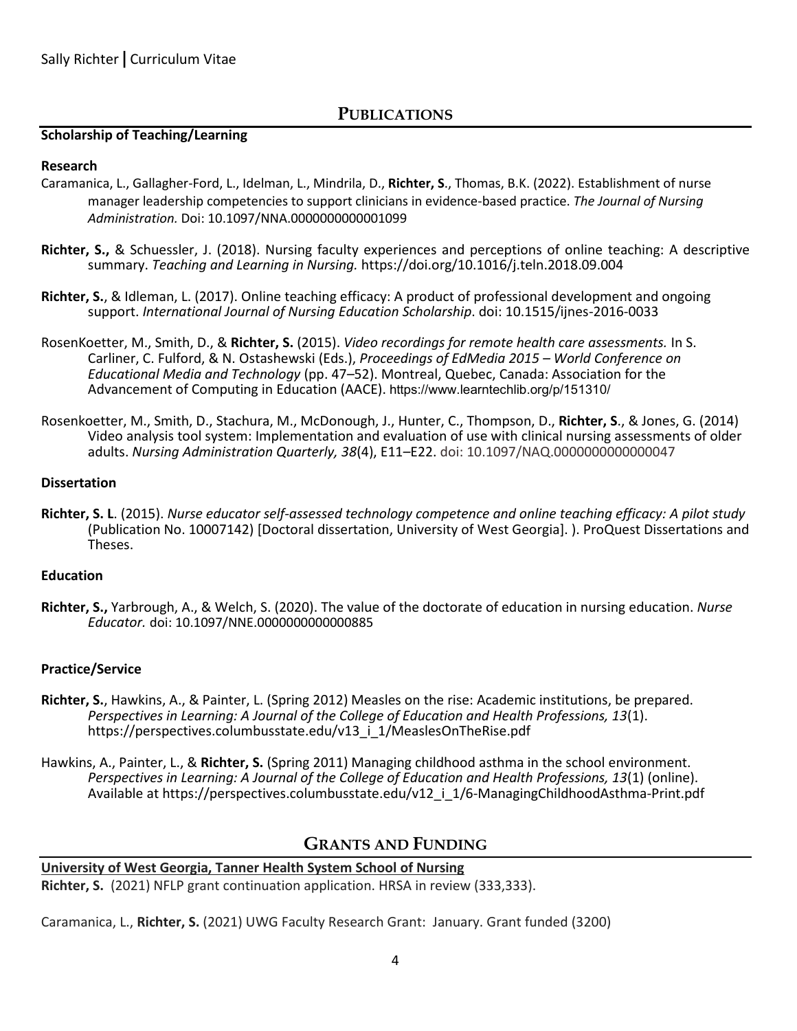## Publications

### Scholarship of Teaching/Learning

**Research**

Caramanica, L., Gallagher-Ford, L., Idelman, L., Mindrila, D., **Richter, S**., Thomas, B.K. (2022). Establishment of nurse manager leadership competencies to support clinicians in evidence-based practice. *The Journal of Nursing Administration.* Doi: 10.1097/NNA.0000000000001099

**Richter, S.,** & Schuessler, J. (2018). Nursing faculty experiences and perceptions of online teaching: A descriptive summary. *Teaching and Learning in Nursing.* https://doi.org/10.1016/j.teln.2018.09.004

**Richter, S.**, & Idleman, L. (2017). Online teaching efficacy: A product of professional development and ongoing support. *International Journal of Nursing Education Scholarship*. doi: 10.1515/ijnes-2016-0033

RosenKoetter, M., Smith, D., & **Richter, S.** (2015). *Video recordings for remote health care assessments.* In S. Carliner, C. Fulford, & N. Ostashewski (Eds.), *Proceedings of EdMedia 2015 – World Conference on Educational Media and Technology* (pp. 47–52). Montreal, Quebec, Canada: Association for the Advancement of Computing in Education (AACE). https://www.learntechlib.org/p/151310/

Rosenkoetter, M., Smith, D., Stachura, M., McDonough, J., Hunter, C., Thompson, D., **Richter, S**., & Jones, G. (2014) Video analysis tool system: Implementation and evaluation of use with clinical nursing assessments of older adults. *Nursing Administration Quarterly, 38*(4), E11–E22. doi: 10.1097/NAQ.0000000000000047

**Dissertation**

**Richter, S. L**. (2015). *Nurse educator self-assessed technology competence and online teaching efficacy: A pilot study* (Publication No. 10007142) [Doctoral dissertation, University of West Georgia]. ). ProQuest Dissertations and Theses.

**Education**

**Richter, S.,** Yarbrough, A., & Welch, S. (2020). The value of the doctorate of education in nursing education. *Nurse Educator.* doi: 10.1097/NNE.0000000000000885

**Practice/Service**

**Richter, S.**, Hawkins, A., & Painter, L. (Spring 2012) Measles on the rise: Academic institutions, be prepared. *Perspectives in Learning: A Journal of the College of Education and Health Professions, 13*(1). https://perspectives.columbusstate.edu/v13_i_1/MeaslesOnTheRise.pdf

Hawkins, A., Painter, L., & **Richter, S.** (Spring 2011) Managing childhood asthma in the school environment. *Perspectives in Learning: A Journal of the College of Education and Health Professions, 13*(1) (online). Available at https://perspectives.columbusstate.edu/v12_i_1/6-ManagingChildhoodAsthma-Print.pdf

## Grants and Funding

**University of West Georgia, Tanner Health System School of Nursing**

**Richter, S.** (2021) NFLP grant continuation application. HRSA in review (333,333).

Caramanica, L., **Richter, S.** (2021) UWG Faculty Research Grant: January. Grant funded (3200)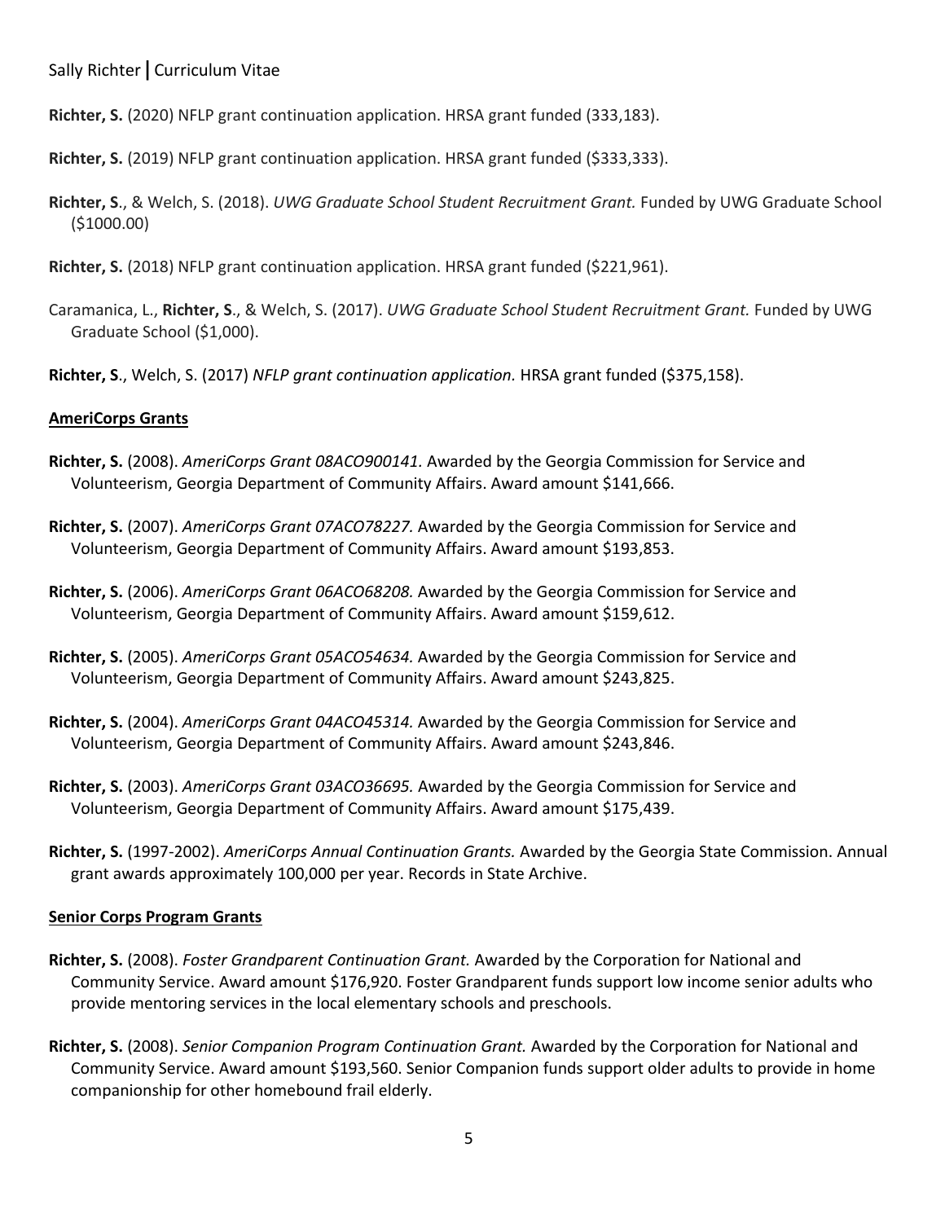**Richter, S.** (2020) NFLP grant continuation application. HRSA grant funded (333,183).

**Richter, S.** (2019) NFLP grant continuation application. HRSA grant funded ($333,333).

**Richter, S**., & Welch, S. (2018). *UWG Graduate School Student Recruitment Grant.* Funded by UWG Graduate School ($1000.00)

**Richter, S.** (2018) NFLP grant continuation application. HRSA grant funded ($221,961).

Caramanica, L., **Richter, S**., & Welch, S. (2017). *UWG Graduate School Student Recruitment Grant.* Funded by UWG Graduate School ($1,000).

**Richter, S**., Welch, S. (2017) *NFLP grant continuation application.* HRSA grant funded ($375,158).

## AmeriCorps Grants

**Richter, S.** (2008). *AmeriCorps Grant 08ACO900141.* Awarded by the Georgia Commission for Service and Volunteerism, Georgia Department of Community Affairs. Award amount $141,666.

**Richter, S.** (2007). *AmeriCorps Grant 07ACO78227.* Awarded by the Georgia Commission for Service and Volunteerism, Georgia Department of Community Affairs. Award amount $193,853.

**Richter, S.** (2006). *AmeriCorps Grant 06ACO68208.* Awarded by the Georgia Commission for Service and Volunteerism, Georgia Department of Community Affairs. Award amount $159,612.

**Richter, S.** (2005). *AmeriCorps Grant 05ACO54634.* Awarded by the Georgia Commission for Service and Volunteerism, Georgia Department of Community Affairs. Award amount $243,825.

**Richter, S.** (2004). *AmeriCorps Grant 04ACO45314.* Awarded by the Georgia Commission for Service and Volunteerism, Georgia Department of Community Affairs. Award amount $243,846.

**Richter, S.** (2003). *AmeriCorps Grant 03ACO36695.* Awarded by the Georgia Commission for Service and Volunteerism, Georgia Department of Community Affairs. Award amount $175,439.

**Richter, S.** (1997-2002). *AmeriCorps Annual Continuation Grants.* Awarded by the Georgia State Commission. Annual grant awards approximately 100,000 per year. Records in State Archive.

## Senior Corps Program Grants

**Richter, S.** (2008). *Foster Grandparent Continuation Grant.* Awarded by the Corporation for National and Community Service. Award amount $176,920. Foster Grandparent funds support low income senior adults who provide mentoring services in the local elementary schools and preschools.

**Richter, S.** (2008). *Senior Companion Program Continuation Grant.* Awarded by the Corporation for National and Community Service. Award amount $193,560. Senior Companion funds support older adults to provide in home companionship for other homebound frail elderly.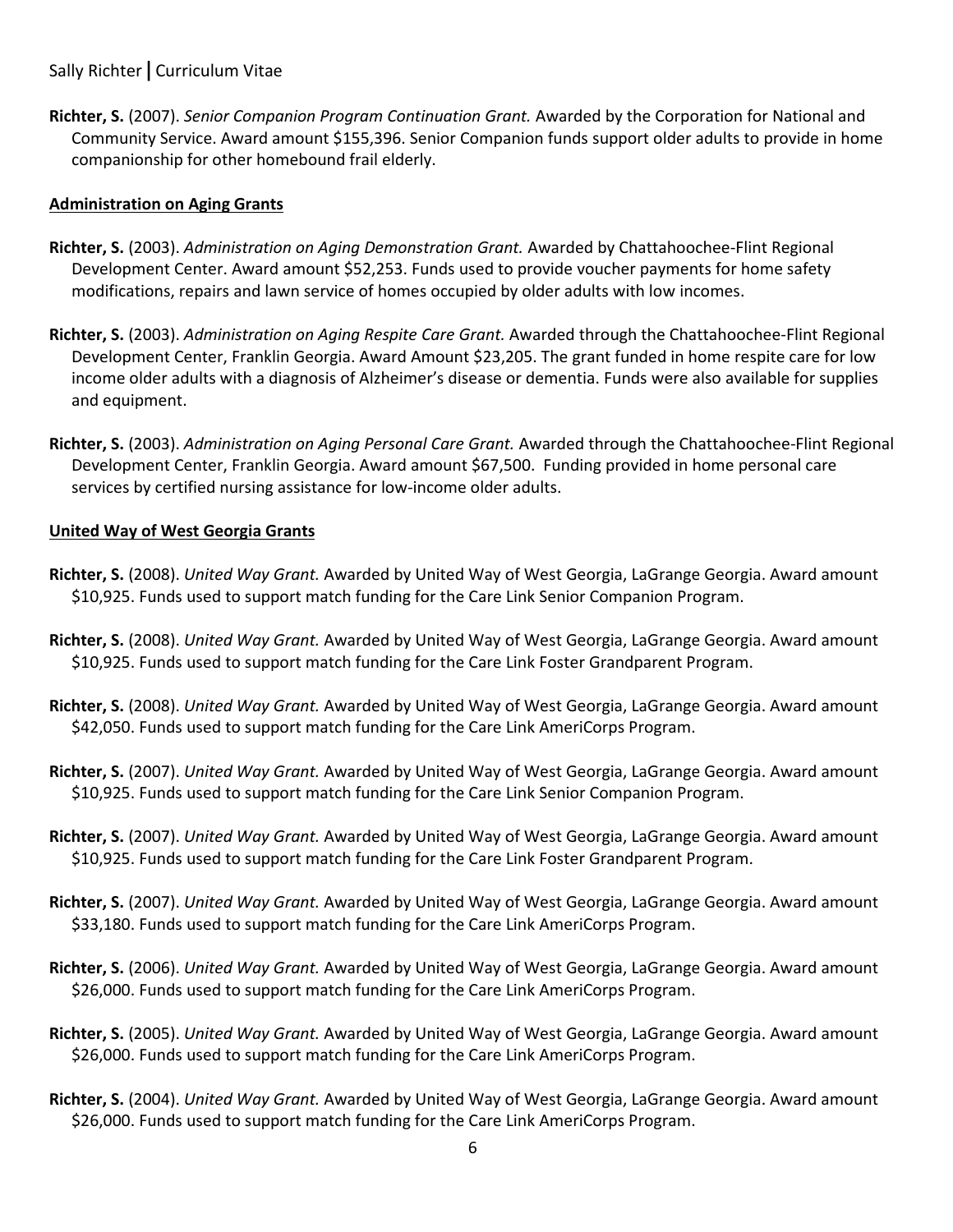**Richter, S.** (2007). *Senior Companion Program Continuation Grant.* Awarded by the Corporation for National and Community Service. Award amount $155,396. Senior Companion funds support older adults to provide in home companionship for other homebound frail elderly.

**Administration on Aging Grants**

**Richter, S.** (2003). *Administration on Aging Demonstration Grant.* Awarded by Chattahoochee-Flint Regional Development Center. Award amount $52,253. Funds used to provide voucher payments for home safety modifications, repairs and lawn service of homes occupied by older adults with low incomes.

**Richter, S.** (2003). *Administration on Aging Respite Care Grant.* Awarded through the Chattahoochee-Flint Regional Development Center, Franklin Georgia. Award Amount $23,205. The grant funded in home respite care for low income older adults with a diagnosis of Alzheimer's disease or dementia. Funds were also available for supplies and equipment.

**Richter, S.** (2003). *Administration on Aging Personal Care Grant.* Awarded through the Chattahoochee-Flint Regional Development Center, Franklin Georgia. Award amount $67,500. Funding provided in home personal care services by certified nursing assistance for low-income older adults.

**United Way of West Georgia Grants**

**Richter, S.** (2008). *United Way Grant.* Awarded by United Way of West Georgia, LaGrange Georgia. Award amount $10,925. Funds used to support match funding for the Care Link Senior Companion Program.

**Richter, S.** (2008). *United Way Grant.* Awarded by United Way of West Georgia, LaGrange Georgia. Award amount $10,925. Funds used to support match funding for the Care Link Foster Grandparent Program.

**Richter, S.** (2008). *United Way Grant.* Awarded by United Way of West Georgia, LaGrange Georgia. Award amount $42,050. Funds used to support match funding for the Care Link AmeriCorps Program.

**Richter, S.** (2007). *United Way Grant.* Awarded by United Way of West Georgia, LaGrange Georgia. Award amount $10,925. Funds used to support match funding for the Care Link Senior Companion Program.

**Richter, S.** (2007). *United Way Grant.* Awarded by United Way of West Georgia, LaGrange Georgia. Award amount $10,925. Funds used to support match funding for the Care Link Foster Grandparent Program.

**Richter, S.** (2007). *United Way Grant.* Awarded by United Way of West Georgia, LaGrange Georgia. Award amount $33,180. Funds used to support match funding for the Care Link AmeriCorps Program.

**Richter, S.** (2006). *United Way Grant.* Awarded by United Way of West Georgia, LaGrange Georgia. Award amount $26,000. Funds used to support match funding for the Care Link AmeriCorps Program.

**Richter, S.** (2005). *United Way Grant.* Awarded by United Way of West Georgia, LaGrange Georgia. Award amount $26,000. Funds used to support match funding for the Care Link AmeriCorps Program.

**Richter, S.** (2004). *United Way Grant.* Awarded by United Way of West Georgia, LaGrange Georgia. Award amount $26,000. Funds used to support match funding for the Care Link AmeriCorps Program.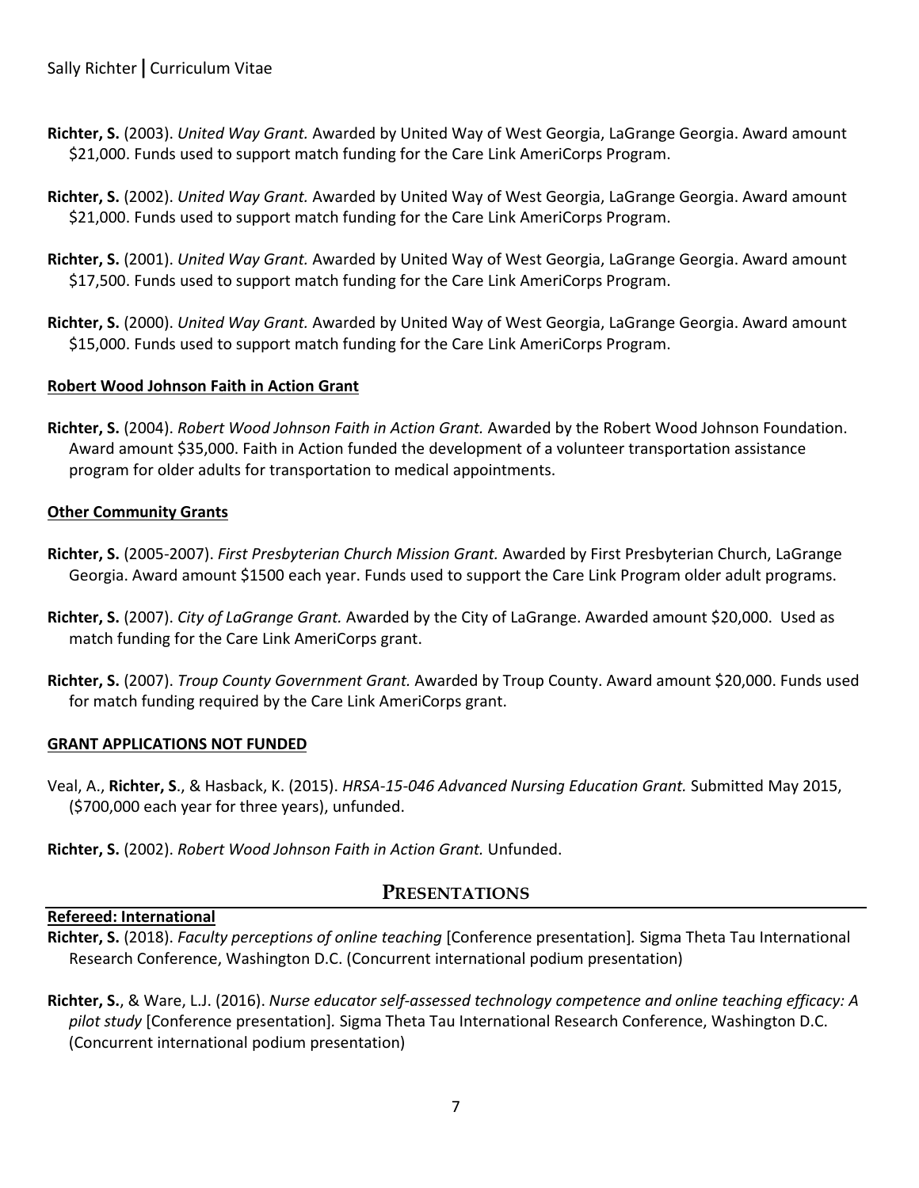**Richter, S.** (2003). *United Way Grant.* Awarded by United Way of West Georgia, LaGrange Georgia. Award amount $21,000. Funds used to support match funding for the Care Link AmeriCorps Program.

**Richter, S.** (2002). *United Way Grant.* Awarded by United Way of West Georgia, LaGrange Georgia. Award amount $21,000. Funds used to support match funding for the Care Link AmeriCorps Program.

**Richter, S.** (2001). *United Way Grant.* Awarded by United Way of West Georgia, LaGrange Georgia. Award amount $17,500. Funds used to support match funding for the Care Link AmeriCorps Program.

**Richter, S.** (2000). *United Way Grant.* Awarded by United Way of West Georgia, LaGrange Georgia. Award amount $15,000. Funds used to support match funding for the Care Link AmeriCorps Program.

**Robert Wood Johnson Faith in Action Grant**

**Richter, S.** (2004). *Robert Wood Johnson Faith in Action Grant.* Awarded by the Robert Wood Johnson Foundation. Award amount $35,000. Faith in Action funded the development of a volunteer transportation assistance program for older adults for transportation to medical appointments.

**Other Community Grants**

**Richter, S.** (2005-2007). *First Presbyterian Church Mission Grant.* Awarded by First Presbyterian Church, LaGrange Georgia. Award amount $1500 each year. Funds used to support the Care Link Program older adult programs.

**Richter, S.** (2007). *City of LaGrange Grant.* Awarded by the City of LaGrange. Awarded amount $20,000. Used as match funding for the Care Link AmeriCorps grant.

**Richter, S.** (2007). *Troup County Government Grant.* Awarded by Troup County. Award amount $20,000. Funds used for match funding required by the Care Link AmeriCorps grant.

**GRANT APPLICATIONS NOT FUNDED**

Veal, A., **Richter, S**., & Hasback, K. (2015). *HRSA-15-046 Advanced Nursing Education Grant.* Submitted May 2015, ($700,000 each year for three years), unfunded.

**Richter, S.** (2002). *Robert Wood Johnson Faith in Action Grant.* Unfunded.

## PRESENTATIONS

**Refereed: International**

**Richter, S.** (2018). *Faculty perceptions of online teaching* [Conference presentation]. Sigma Theta Tau International Research Conference, Washington D.C. (Concurrent international podium presentation)

**Richter, S.**, & Ware, L.J. (2016). *Nurse educator self-assessed technology competence and online teaching efficacy: A pilot study* [Conference presentation]. Sigma Theta Tau International Research Conference, Washington D.C. (Concurrent international podium presentation)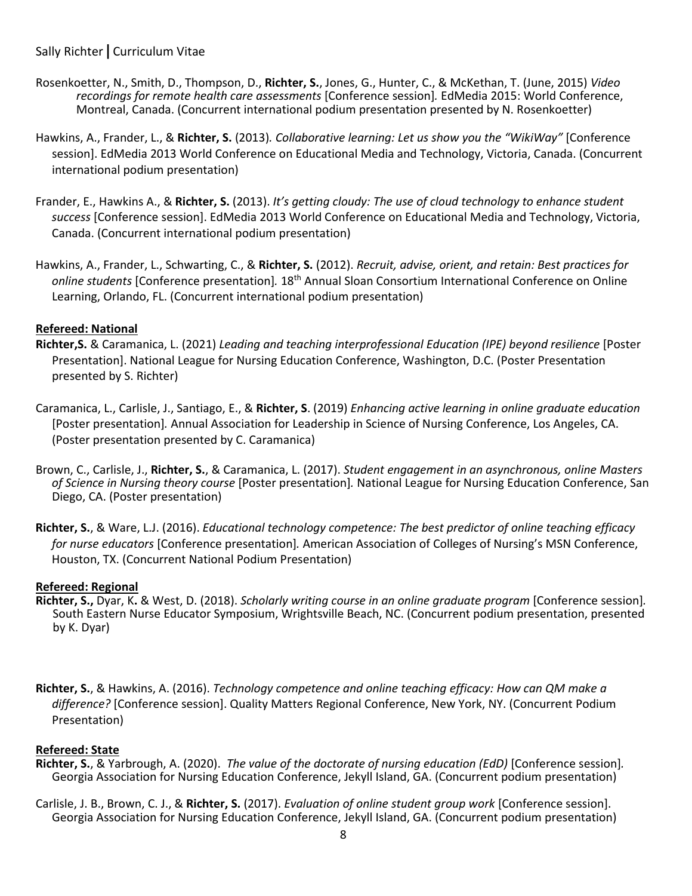Rosenkoetter, N., Smith, D., Thompson, D., **Richter, S.**, Jones, G., Hunter, C., & McKethan, T. (June, 2015) *Video recordings for remote health care assessments* [Conference session]*.* EdMedia 2015: World Conference, Montreal, Canada. (Concurrent international podium presentation presented by N. Rosenkoetter)

Hawkins, A., Frander, L., & **Richter, S.** (2013)*. Collaborative learning: Let us show you the "WikiWay"* [Conference session]. EdMedia 2013 World Conference on Educational Media and Technology, Victoria, Canada. (Concurrent international podium presentation)

Frander, E., Hawkins A., & **Richter, S.** (2013). *It's getting cloudy: The use of cloud technology to enhance student success* [Conference session]. EdMedia 2013 World Conference on Educational Media and Technology, Victoria, Canada. (Concurrent international podium presentation)

Hawkins, A., Frander, L., Schwarting, C., & **Richter, S.** (2012). *Recruit, advise, orient, and retain: Best practices for online students* [Conference presentation]*.* 18th Annual Sloan Consortium International Conference on Online Learning, Orlando, FL. (Concurrent international podium presentation)

**Refereed: National**

**Richter,S.** & Caramanica, L. (2021) *Leading and teaching interprofessional Education (IPE) beyond resilience* [Poster Presentation]. National League for Nursing Education Conference, Washington, D.C. (Poster Presentation presented by S. Richter)

Caramanica, L., Carlisle, J., Santiago, E., & **Richter, S**. (2019) *Enhancing active learning in online graduate education* [Poster presentation]*.* Annual Association for Leadership in Science of Nursing Conference, Los Angeles, CA. (Poster presentation presented by C. Caramanica)

Brown, C., Carlisle, J., **Richter, S.**, & Caramanica, L. (2017). *Student engagement in an asynchronous, online Masters of Science in Nursing theory course* [Poster presentation]*.* National League for Nursing Education Conference, San Diego, CA. (Poster presentation)

**Richter, S.**, & Ware, L.J. (2016). *Educational technology competence: The best predictor of online teaching efficacy for nurse educators* [Conference presentation]*.* American Association of Colleges of Nursing's MSN Conference, Houston, TX. (Concurrent National Podium Presentation)

**Refereed: Regional**

**Richter, S.,** Dyar, K**.** & West, D. (2018). *Scholarly writing course in an online graduate program* [Conference session]*.* South Eastern Nurse Educator Symposium, Wrightsville Beach, NC. (Concurrent podium presentation, presented by K. Dyar)

**Richter, S.**, & Hawkins, A. (2016). *Technology competence and online teaching efficacy: How can QM make a difference?* [Conference session]. Quality Matters Regional Conference, New York, NY. (Concurrent Podium Presentation)

**Refereed: State**

**Richter, S.**, & Yarbrough, A. (2020). *The value of the doctorate of nursing education (EdD)* [Conference session]*.* Georgia Association for Nursing Education Conference, Jekyll Island, GA. (Concurrent podium presentation)

Carlisle, J. B., Brown, C. J., & **Richter, S.** (2017). *Evaluation of online student group work* [Conference session]. Georgia Association for Nursing Education Conference, Jekyll Island, GA. (Concurrent podium presentation)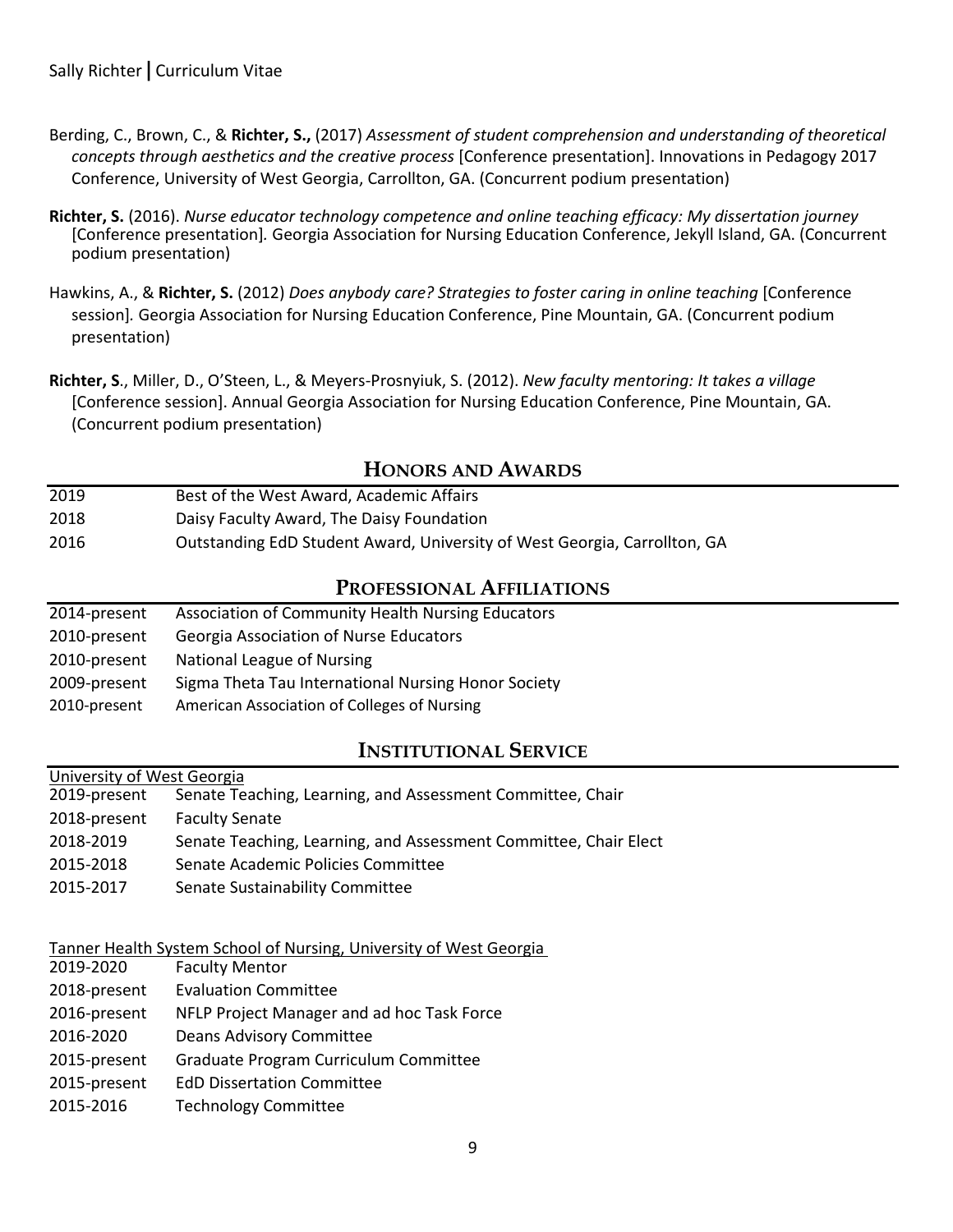Berding, C., Brown, C., & **Richter, S.,** (2017) *Assessment of student comprehension and understanding of theoretical concepts through aesthetics and the creative process* [Conference presentation]. Innovations in Pedagogy 2017 Conference, University of West Georgia, Carrollton, GA. (Concurrent podium presentation)

**Richter, S.** (2016). *Nurse educator technology competence and online teaching efficacy: My dissertation journey* [Conference presentation]. Georgia Association for Nursing Education Conference, Jekyll Island, GA. (Concurrent podium presentation)

Hawkins, A., & **Richter, S.** (2012) *Does anybody care? Strategies to foster caring in online teaching* [Conference session]. Georgia Association for Nursing Education Conference, Pine Mountain, GA. (Concurrent podium presentation)

**Richter, S**., Miller, D., O'Steen, L., & Meyers-Prosnyiuk, S. (2012). *New faculty mentoring: It takes a village* [Conference session]. Annual Georgia Association for Nursing Education Conference, Pine Mountain, GA. (Concurrent podium presentation)

## Honors and Awards

| | |
|---|---|
| 2019 | Best of the West Award, Academic Affairs |
| 2018 | Daisy Faculty Award, The Daisy Foundation |
| 2016 | Outstanding EdD Student Award, University of West Georgia, Carrollton, GA |

## Professional Affiliations

| | |
|---|---|
| 2014-present | Association of Community Health Nursing Educators |
| 2010-present | Georgia Association of Nurse Educators |
| 2010-present | National League of Nursing |
| 2009-present | Sigma Theta Tau International Nursing Honor Society |
| 2010-present | American Association of Colleges of Nursing |

## Institutional Service

University of West Georgia

| | |
|---|---|
| 2019-present | Senate Teaching, Learning, and Assessment Committee, Chair |
| 2018-present | Faculty Senate |
| 2018-2019 | Senate Teaching, Learning, and Assessment Committee, Chair Elect |
| 2015-2018 | Senate Academic Policies Committee |
| 2015-2017 | Senate Sustainability Committee |

Tanner Health System School of Nursing, University of West Georgia

| | |
|---|---|
| 2019-2020 | Faculty Mentor |
| 2018-present | Evaluation Committee |
| 2016-present | NFLP Project Manager and ad hoc Task Force |
| 2016-2020 | Deans Advisory Committee |
| 2015-present | Graduate Program Curriculum Committee |
| 2015-present | EdD Dissertation Committee |
| 2015-2016 | Technology Committee |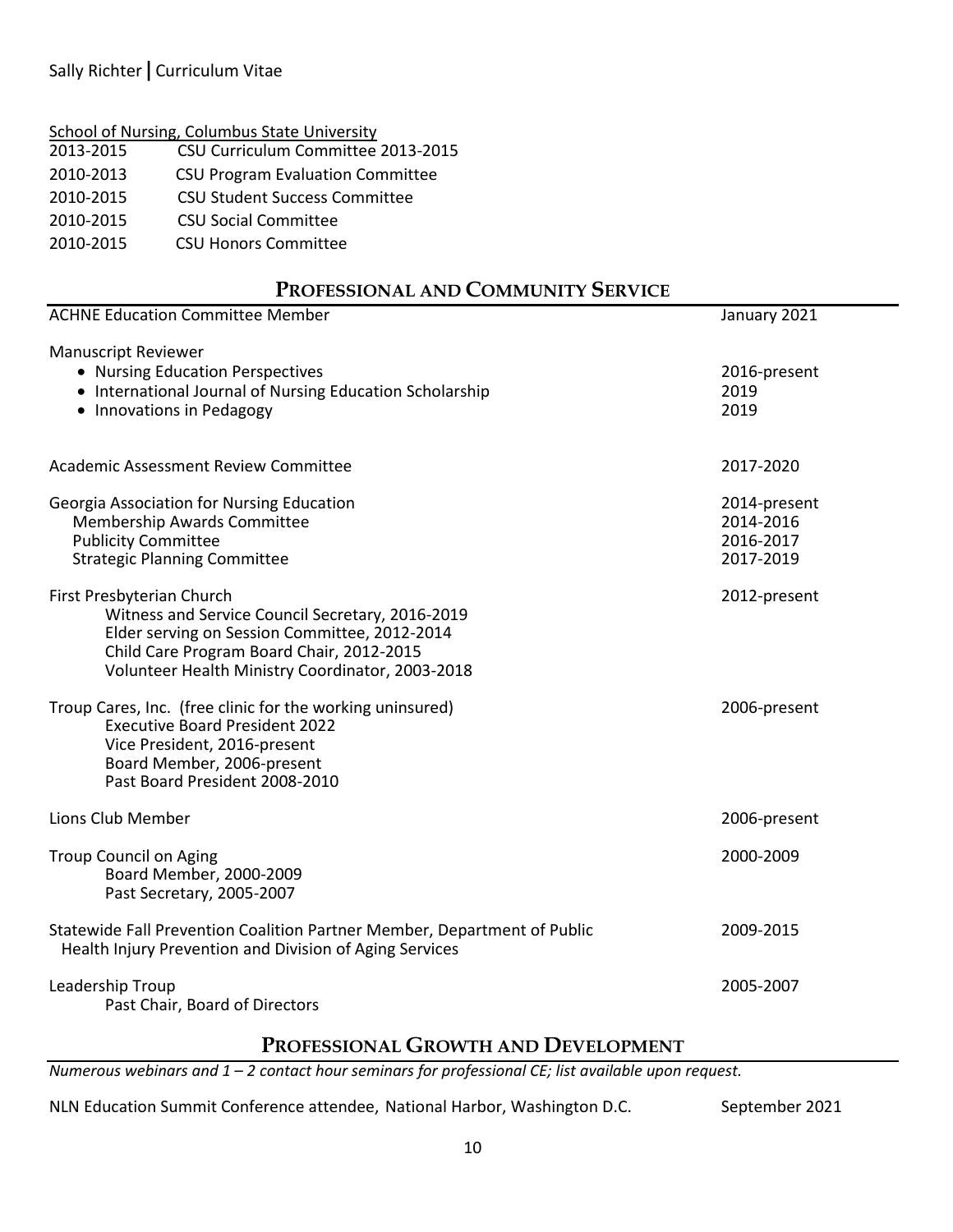School of Nursing, Columbus State University

| | |
|---|---|
| 2013-2015 | CSU Curriculum Committee 2013-2015 |
| 2010-2013 | CSU Program Evaluation Committee |
| 2010-2015 | CSU Student Success Committee |
| 2010-2015 | CSU Social Committee |
| 2010-2015 | CSU Honors Committee |

## PROFESSIONAL AND COMMUNITY SERVICE

ACHNE Education Committee Member — January 2021

Manuscript Reviewer
- Nursing Education Perspectives — 2016-present
- International Journal of Nursing Education Scholarship — 2019
- Innovations in Pedagogy — 2019

Academic Assessment Review Committee — 2017-2020

Georgia Association for Nursing Education — 2014-present
- Membership Awards Committee — 2014-2016
- Publicity Committee — 2016-2017
- Strategic Planning Committee — 2017-2019

First Presbyterian Church — 2012-present
- Witness and Service Council Secretary, 2016-2019
- Elder serving on Session Committee, 2012-2014
- Child Care Program Board Chair, 2012-2015
- Volunteer Health Ministry Coordinator, 2003-2018

Troup Cares, Inc. (free clinic for the working uninsured) — 2006-present
- Executive Board President 2022
- Vice President, 2016-present
- Board Member, 2006-present
- Past Board President 2008-2010

Lions Club Member — 2006-present

Troup Council on Aging — 2000-2009
- Board Member, 2000-2009
- Past Secretary, 2005-2007

Statewide Fall Prevention Coalition Partner Member, Department of Public Health Injury Prevention and Division of Aging Services — 2009-2015

Leadership Troup — 2005-2007
- Past Chair, Board of Directors

## PROFESSIONAL GROWTH AND DEVELOPMENT

*Numerous webinars and 1 – 2 contact hour seminars for professional CE; list available upon request.*

NLN Education Summit Conference attendee, National Harbor, Washington D.C. — September 2021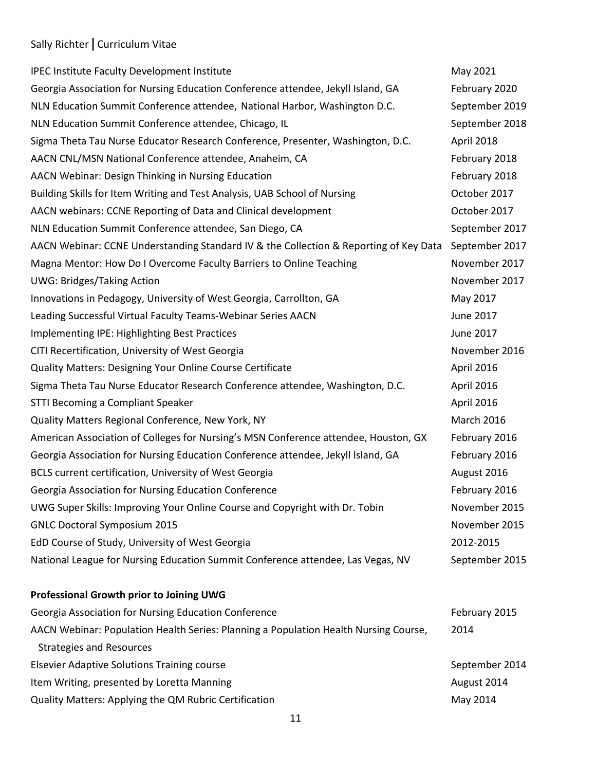| | |
|---|---|
| IPEC Institute Faculty Development Institute | May 2021 |
| Georgia Association for Nursing Education Conference attendee, Jekyll Island, GA | February 2020 |
| NLN Education Summit Conference attendee, National Harbor, Washington D.C. | September 2019 |
| NLN Education Summit Conference attendee, Chicago, IL | September 2018 |
| Sigma Theta Tau Nurse Educator Research Conference, Presenter, Washington, D.C. | April 2018 |
| AACN CNL/MSN National Conference attendee, Anaheim, CA | February 2018 |
| AACN Webinar: Design Thinking in Nursing Education | February 2018 |
| Building Skills for Item Writing and Test Analysis, UAB School of Nursing | October 2017 |
| AACN webinars: CCNE Reporting of Data and Clinical development | October 2017 |
| NLN Education Summit Conference attendee, San Diego, CA | September 2017 |
| AACN Webinar: CCNE Understanding Standard IV & the Collection & Reporting of Key Data | September 2017 |
| Magna Mentor: How Do I Overcome Faculty Barriers to Online Teaching | November 2017 |
| UWG: Bridges/Taking Action | November 2017 |
| Innovations in Pedagogy, University of West Georgia, Carrollton, GA | May 2017 |
| Leading Successful Virtual Faculty Teams-Webinar Series AACN | June 2017 |
| Implementing IPE: Highlighting Best Practices | June 2017 |
| CITI Recertification, University of West Georgia | November 2016 |
| Quality Matters: Designing Your Online Course Certificate | April 2016 |
| Sigma Theta Tau Nurse Educator Research Conference attendee, Washington, D.C. | April 2016 |
| STTI Becoming a Compliant Speaker | April 2016 |
| Quality Matters Regional Conference, New York, NY | March 2016 |
| American Association of Colleges for Nursing's MSN Conference attendee, Houston, GX | February 2016 |
| Georgia Association for Nursing Education Conference attendee, Jekyll Island, GA | February 2016 |
| BCLS current certification, University of West Georgia | August 2016 |
| Georgia Association for Nursing Education Conference | February 2016 |
| UWG Super Skills: Improving Your Online Course and Copyright with Dr. Tobin | November 2015 |
| GNLC Doctoral Symposium 2015 | November 2015 |
| EdD Course of Study, University of West Georgia | 2012-2015 |
| National League for Nursing Education Summit Conference attendee, Las Vegas, NV | September 2015 |

**Professional Growth prior to Joining UWG**

| | |
|---|---|
| Georgia Association for Nursing Education Conference | February 2015 |
| AACN Webinar: Population Health Series: Planning a Population Health Nursing Course, Strategies and Resources | 2014 |
| Elsevier Adaptive Solutions Training course | September 2014 |
| Item Writing, presented by Loretta Manning | August 2014 |
| Quality Matters: Applying the QM Rubric Certification | May 2014 |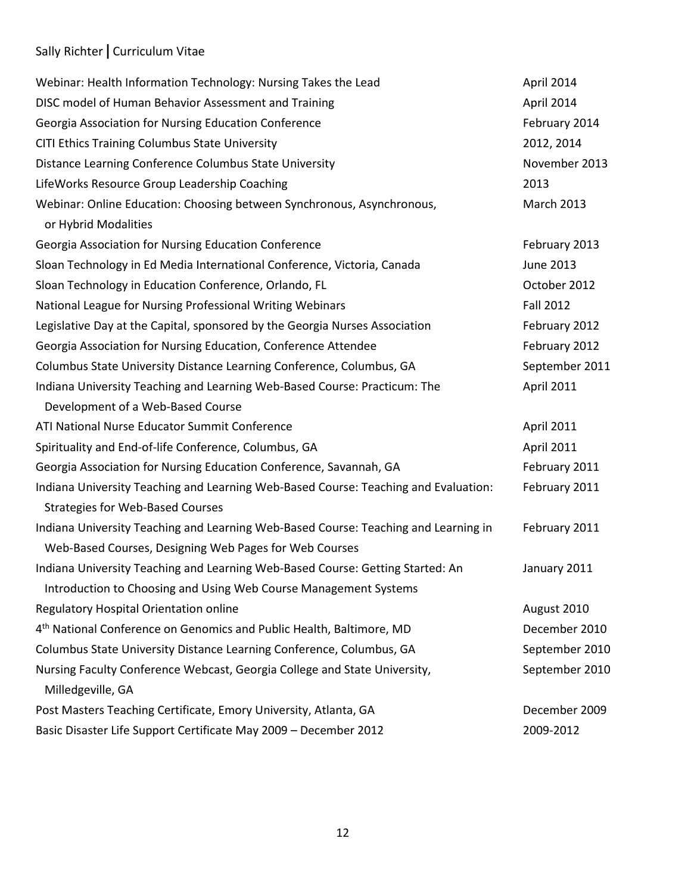| | |
|---|---|
| Webinar: Health Information Technology: Nursing Takes the Lead | April 2014 |
| DISC model of Human Behavior Assessment and Training | April 2014 |
| Georgia Association for Nursing Education Conference | February 2014 |
| CITI Ethics Training Columbus State University | 2012, 2014 |
| Distance Learning Conference Columbus State University | November 2013 |
| LifeWorks Resource Group Leadership Coaching | 2013 |
| Webinar: Online Education: Choosing between Synchronous, Asynchronous, or Hybrid Modalities | March 2013 |
| Georgia Association for Nursing Education Conference | February 2013 |
| Sloan Technology in Ed Media International Conference, Victoria, Canada | June 2013 |
| Sloan Technology in Education Conference, Orlando, FL | October 2012 |
| National League for Nursing Professional Writing Webinars | Fall 2012 |
| Legislative Day at the Capital, sponsored by the Georgia Nurses Association | February 2012 |
| Georgia Association for Nursing Education, Conference Attendee | February 2012 |
| Columbus State University Distance Learning Conference, Columbus, GA | September 2011 |
| Indiana University Teaching and Learning Web-Based Course: Practicum: The Development of a Web-Based Course | April 2011 |
| ATI National Nurse Educator Summit Conference | April 2011 |
| Spirituality and End-of-life Conference, Columbus, GA | April 2011 |
| Georgia Association for Nursing Education Conference, Savannah, GA | February 2011 |
| Indiana University Teaching and Learning Web-Based Course: Teaching and Evaluation: Strategies for Web-Based Courses | February 2011 |
| Indiana University Teaching and Learning Web-Based Course: Teaching and Learning in Web-Based Courses, Designing Web Pages for Web Courses | February 2011 |
| Indiana University Teaching and Learning Web-Based Course: Getting Started: An Introduction to Choosing and Using Web Course Management Systems | January 2011 |
| Regulatory Hospital Orientation online | August 2010 |
| 4th National Conference on Genomics and Public Health, Baltimore, MD | December 2010 |
| Columbus State University Distance Learning Conference, Columbus, GA | September 2010 |
| Nursing Faculty Conference Webcast, Georgia College and State University, Milledgeville, GA | September 2010 |
| Post Masters Teaching Certificate, Emory University, Atlanta, GA | December 2009 |
| Basic Disaster Life Support Certificate May 2009 – December 2012 | 2009-2012 |